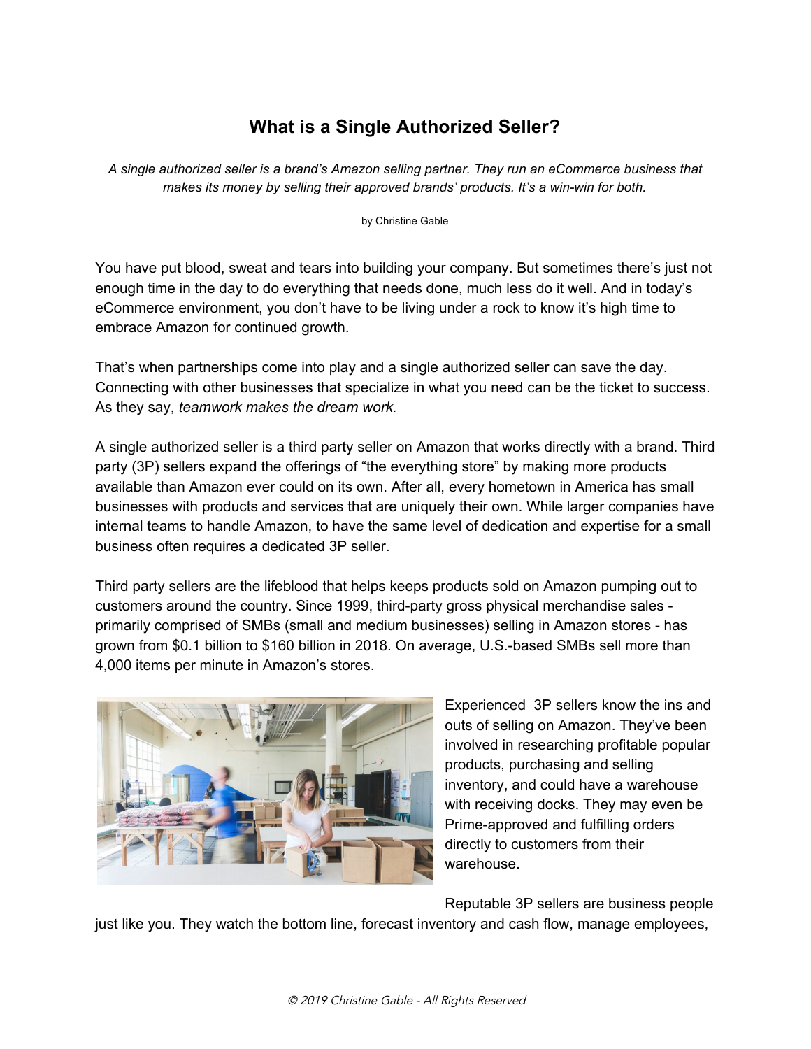# What is a Single Authorized Seller?

*A single authorized seller is a brand's Amazon selling partner. They run an eCommerce business that makes its money by selling their approved brands' products. It's a win-win for both.*

by Christine Gable

You have put blood, sweat and tears into building your company. But sometimes there's just not enough time in the day to do everything that needs done, much less do it well. And in today's eCommerce environment, you don't have to be living under a rock to know it's high time to embrace Amazon for continued growth.

That's when partnerships come into play and a single authorized seller can save the day. Connecting with other businesses that specialize in what you need can be the ticket to success. As they say, *teamwork makes the dream work.*

A single authorized seller is a third party seller on Amazon that works directly with a brand. Third party (3P) sellers expand the offerings of "the everything store" by making more products available than Amazon ever could on its own. After all, every hometown in America has small businesses with products and services that are uniquely their own. While larger companies have internal teams to handle Amazon, to have the same level of dedication and expertise for a small business often requires a dedicated 3P seller.

Third party sellers are the lifeblood that helps keeps products sold on Amazon pumping out to customers around the country. Since 1999, third-party gross physical merchandise sales - primarily comprised of SMBs (small and medium businesses) selling in Amazon stores - has grown from $0.1 billion to $160 billion in 2018. On average, U.S.-based SMBs sell more than 4,000 items per minute in Amazon's stores.

Experienced 3P sellers know the ins and outs of selling on Amazon. They've been involved in researching profitable popular products, purchasing and selling inventory, and could have a warehouse with receiving docks. They may even be Prime-approved and fulfilling orders directly to customers from their warehouse.

Reputable 3P sellers are business people just like you. They watch the bottom line, forecast inventory and cash flow, manage employees,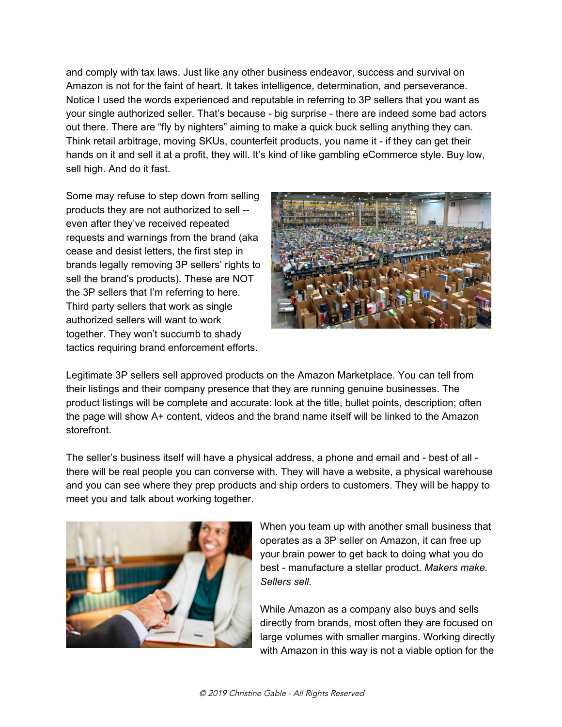and comply with tax laws. Just like any other business endeavor, success and survival on Amazon is not for the faint of heart. It takes intelligence, determination, and perseverance. Notice I used the words experienced and reputable in referring to 3P sellers that you want as your single authorized seller. That's because - big surprise - there are indeed some bad actors out there. There are "fly by nighters" aiming to make a quick buck selling anything they can. Think retail arbitrage, moving SKUs, counterfeit products, you name it - if they can get their hands on it and sell it at a profit, they will. It's kind of like gambling eCommerce style. Buy low, sell high. And do it fast.

Some may refuse to step down from selling products they are not authorized to sell -- even after they've received repeated requests and warnings from the brand (aka cease and desist letters, the first step in brands legally removing 3P sellers' rights to sell the brand's products). These are NOT the 3P sellers that I'm referring to here. Third party sellers that work as single authorized sellers will want to work together. They won't succumb to shady tactics requiring brand enforcement efforts.

Legitimate 3P sellers sell approved products on the Amazon Marketplace. You can tell from their listings and their company presence that they are running genuine businesses. The product listings will be complete and accurate: look at the title, bullet points, description; often the page will show A+ content, videos and the brand name itself will be linked to the Amazon storefront.

The seller's business itself will have a physical address, a phone and email and - best of all - there will be real people you can converse with. They will have a website, a physical warehouse and you can see where they prep products and ship orders to customers. They will be happy to meet you and talk about working together.

When you team up with another small business that operates as a 3P seller on Amazon, it can free up your brain power to get back to doing what you do best - manufacture a stellar product. *Makers make. Sellers sell.*

While Amazon as a company also buys and sells directly from brands, most often they are focused on large volumes with smaller margins. Working directly with Amazon in this way is not a viable option for the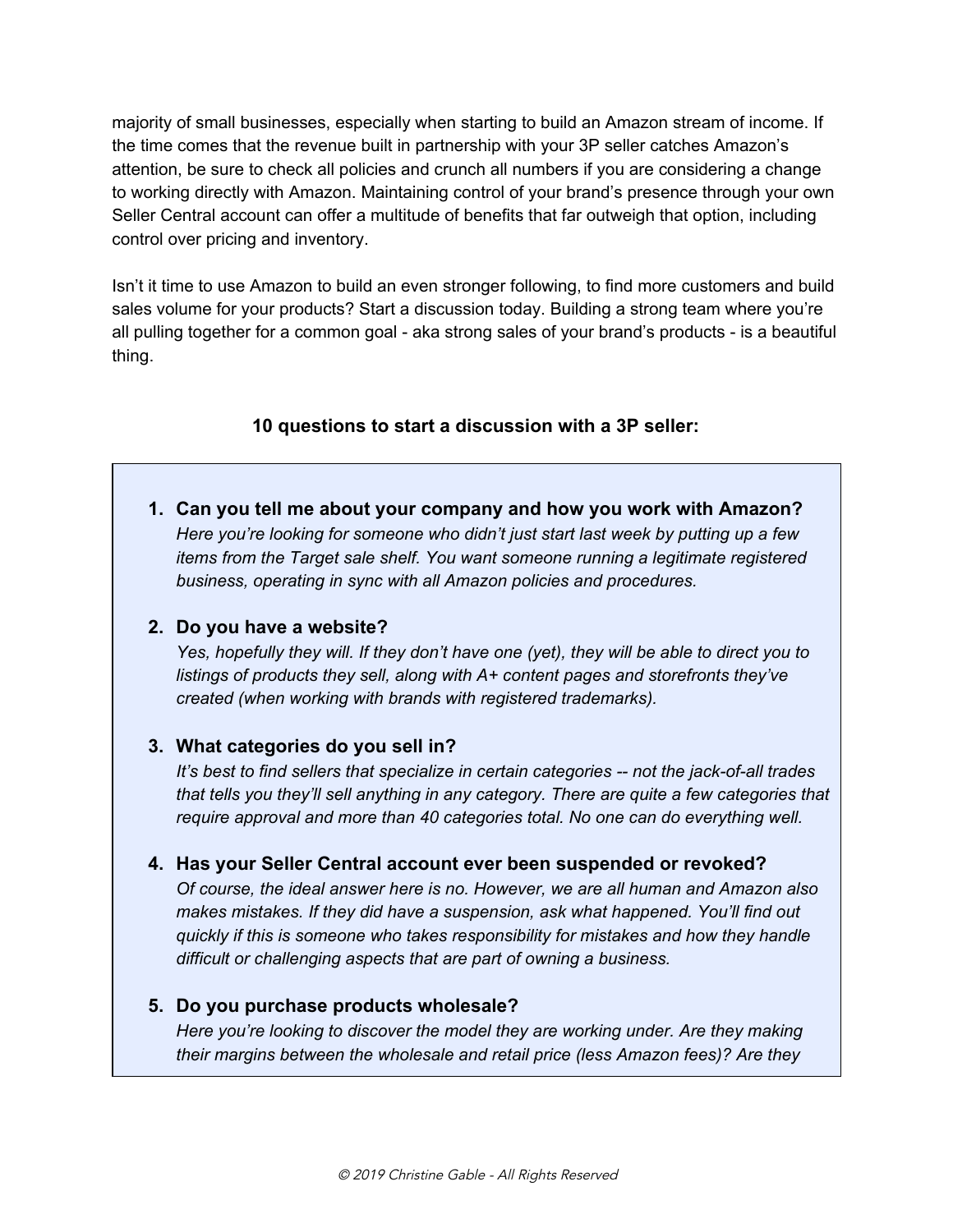majority of small businesses, especially when starting to build an Amazon stream of income. If the time comes that the revenue built in partnership with your 3P seller catches Amazon's attention, be sure to check all policies and crunch all numbers if you are considering a change to working directly with Amazon. Maintaining control of your brand's presence through your own Seller Central account can offer a multitude of benefits that far outweigh that option, including control over pricing and inventory.

Isn't it time to use Amazon to build an even stronger following, to find more customers and build sales volume for your products? Start a discussion today. Building a strong team where you're all pulling together for a common goal - aka strong sales of your brand's products - is a beautiful thing.

**10 questions to start a discussion with a 3P seller:**

1. **Can you tell me about your company and how you work with Amazon?**
   *Here you're looking for someone who didn't just start last week by putting up a few items from the Target sale shelf. You want someone running a legitimate registered business, operating in sync with all Amazon policies and procedures.*

2. **Do you have a website?**
   *Yes, hopefully they will. If they don't have one (yet), they will be able to direct you to listings of products they sell, along with A+ content pages and storefronts they've created (when working with brands with registered trademarks).*

3. **What categories do you sell in?**
   *It's best to find sellers that specialize in certain categories -- not the jack-of-all trades that tells you they'll sell anything in any category. There are quite a few categories that require approval and more than 40 categories total. No one can do everything well.*

4. **Has your Seller Central account ever been suspended or revoked?**
   *Of course, the ideal answer here is no. However, we are all human and Amazon also makes mistakes. If they did have a suspension, ask what happened. You'll find out quickly if this is someone who takes responsibility for mistakes and how they handle difficult or challenging aspects that are part of owning a business.*

5. **Do you purchase products wholesale?**
   *Here you're looking to discover the model they are working under. Are they making their margins between the wholesale and retail price (less Amazon fees)? Are they*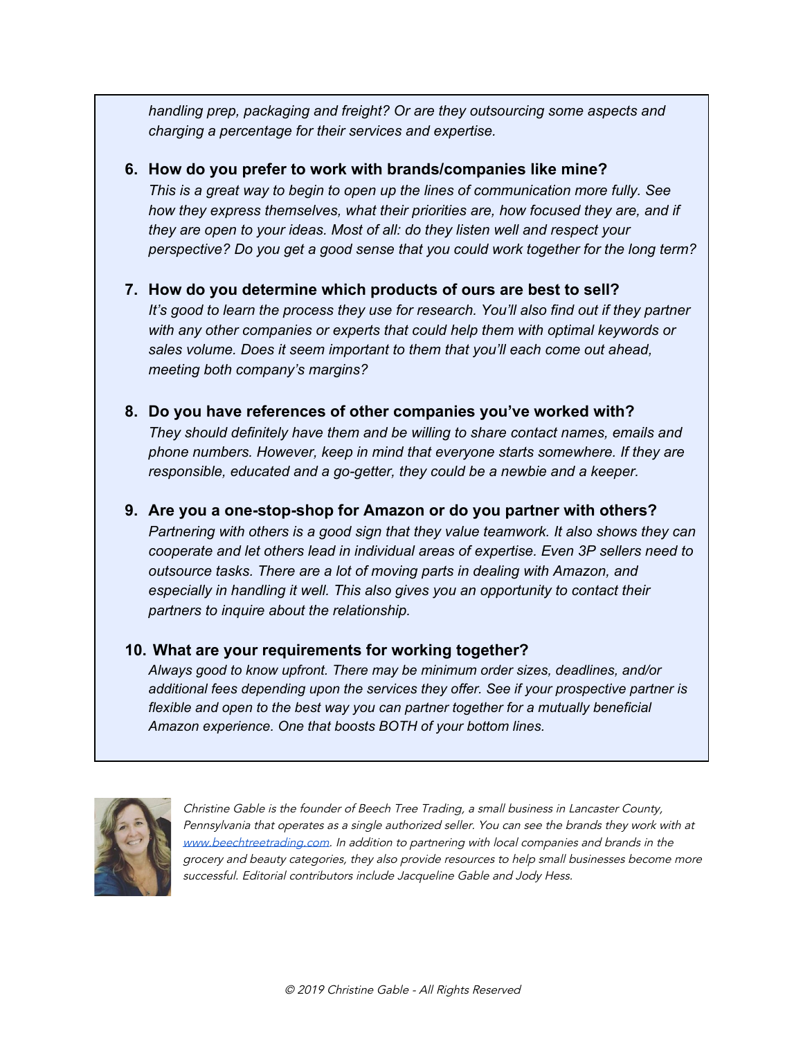*handling prep, packaging and freight? Or are they outsourcing some aspects and charging a percentage for their services and expertise.*

6. **How do you prefer to work with brands/companies like mine?**
   *This is a great way to begin to open up the lines of communication more fully. See how they express themselves, what their priorities are, how focused they are, and if they are open to your ideas. Most of all: do they listen well and respect your perspective? Do you get a good sense that you could work together for the long term?*

7. **How do you determine which products of ours are best to sell?**
   *It's good to learn the process they use for research. You'll also find out if they partner with any other companies or experts that could help them with optimal keywords or sales volume. Does it seem important to them that you'll each come out ahead, meeting both company's margins?*

8. **Do you have references of other companies you've worked with?**
   *They should definitely have them and be willing to share contact names, emails and phone numbers. However, keep in mind that everyone starts somewhere. If they are responsible, educated and a go-getter, they could be a newbie and a keeper.*

9. **Are you a one-stop-shop for Amazon or do you partner with others?**
   *Partnering with others is a good sign that they value teamwork. It also shows they can cooperate and let others lead in individual areas of expertise. Even 3P sellers need to outsource tasks. There are a lot of moving parts in dealing with Amazon, and especially in handling it well. This also gives you an opportunity to contact their partners to inquire about the relationship.*

10. **What are your requirements for working together?**
    *Always good to know upfront. There may be minimum order sizes, deadlines, and/or additional fees depending upon the services they offer. See if your prospective partner is flexible and open to the best way you can partner together for a mutually beneficial Amazon experience. One that boosts BOTH of your bottom lines.*

*Christine Gable is the founder of Beech Tree Trading, a small business in Lancaster County, Pennsylvania that operates as a single authorized seller. You can see the brands they work with at [www.beechtreetrading.com](http://www.beechtreetrading.com). In addition to partnering with local companies and brands in the grocery and beauty categories, they also provide resources to help small businesses become more successful. Editorial contributors include Jacqueline Gable and Jody Hess.*

*© 2019 Christine Gable - All Rights Reserved*